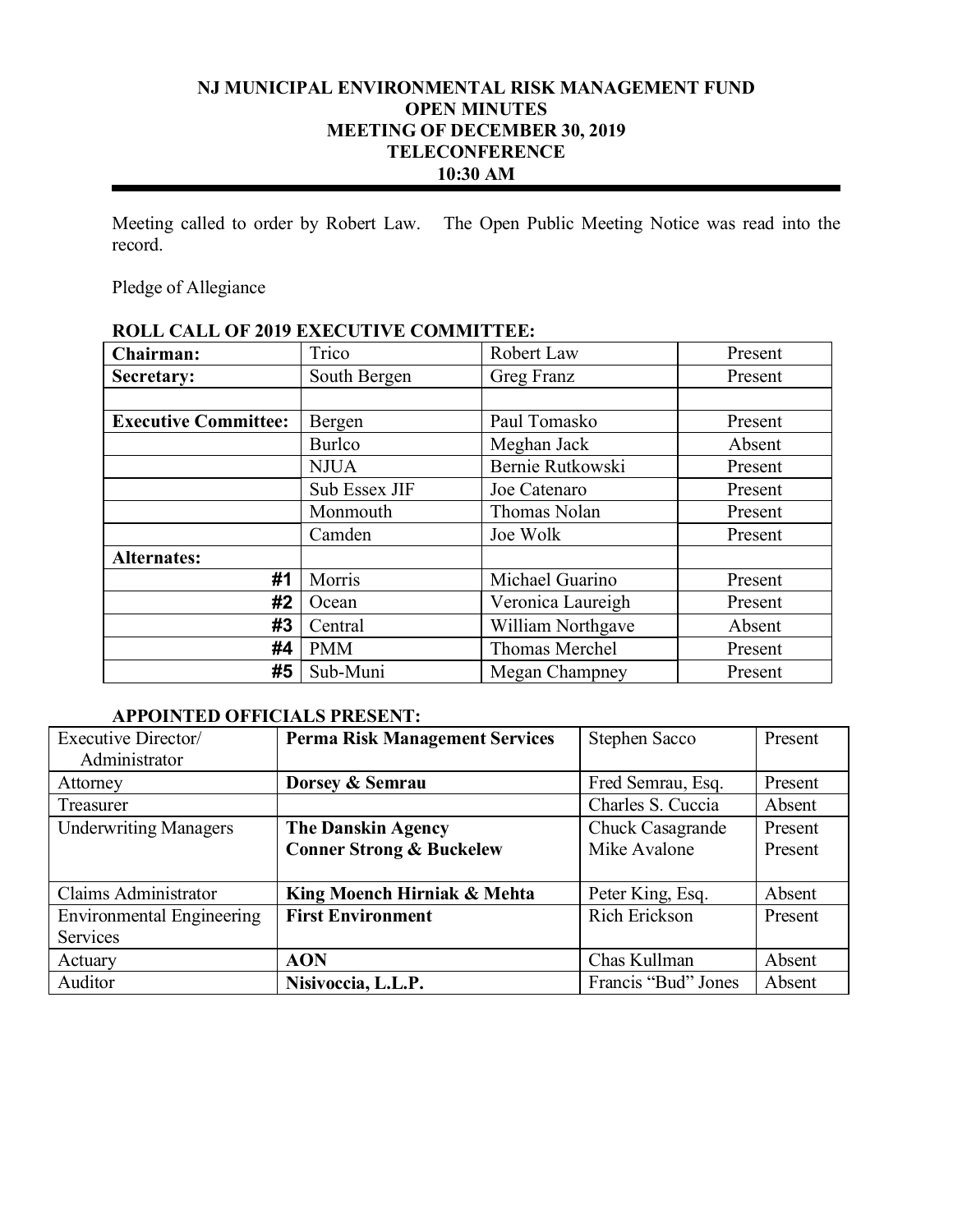# NJ MUNICIPAL ENVIRONMENTAL RISK MANAGEMENT FUND
## OPEN MINUTES
## MEETING OF DECEMBER 30, 2019
## TELECONFERENCE
## 10:30 AM

Meeting called to order by Robert Law. The Open Public Meeting Notice was read into the record.

Pledge of Allegiance

**ROLL CALL OF 2019 EXECUTIVE COMMITTEE:**

| **Chairman:** | Trico | Robert Law | Present |
|---|---|---|---|
| **Secretary:** | South Bergen | Greg Franz | Present |
| | | | |
| **Executive Committee:** | Bergen | Paul Tomasko | Present |
| | Burlco | Meghan Jack | Absent |
| | NJUA | Bernie Rutkowski | Present |
| | Sub Essex JIF | Joe Catenaro | Present |
| | Monmouth | Thomas Nolan | Present |
| | Camden | Joe Wolk | Present |
| **Alternates:** | | | |
| **#1** | Morris | Michael Guarino | Present |
| **#2** | Ocean | Veronica Laureigh | Present |
| **#3** | Central | William Northgave | Absent |
| **#4** | PMM | Thomas Merchel | Present |
| **#5** | Sub-Muni | Megan Champney | Present |

**APPOINTED OFFICIALS PRESENT:**

| Executive Director/ Administrator | **Perma Risk Management Services** | Stephen Sacco | Present |
|---|---|---|---|
| Attorney | **Dorsey & Semrau** | Fred Semrau, Esq. | Present |
| Treasurer | | Charles S. Cuccia | Absent |
| Underwriting Managers | **The Danskin Agency**<br>**Conner Strong & Buckelew** | Chuck Casagrande<br>Mike Avalone | Present<br>Present |
| Claims Administrator | **King Moench Hirniak & Mehta** | Peter King, Esq. | Absent |
| Environmental Engineering Services | **First Environment** | Rich Erickson | Present |
| Actuary | **AON** | Chas Kullman | Absent |
| Auditor | **Nisivoccia, L.L.P.** | Francis "Bud" Jones | Absent |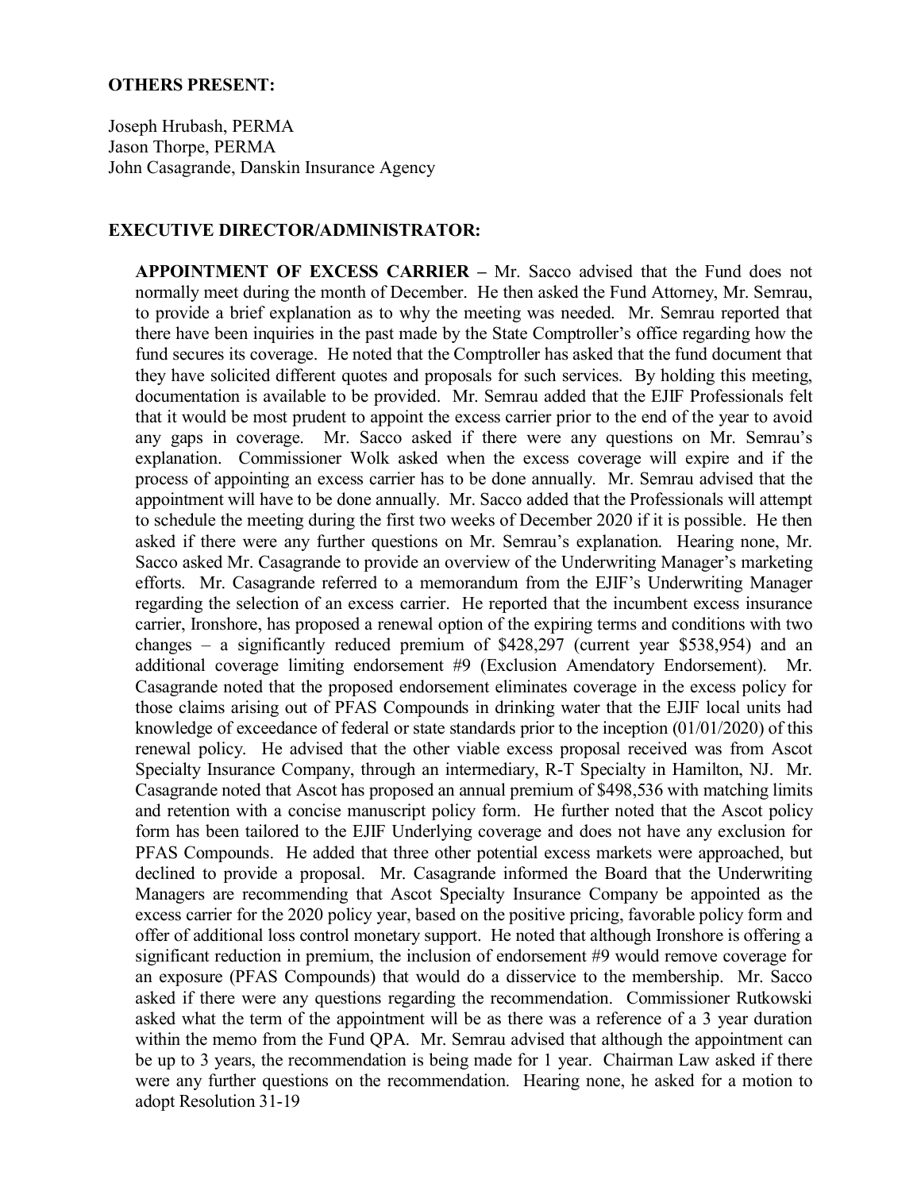**OTHERS PRESENT:**

Joseph Hrubash, PERMA
Jason Thorpe, PERMA
John Casagrande, Danskin Insurance Agency

**EXECUTIVE DIRECTOR/ADMINISTRATOR:**

**APPOINTMENT OF EXCESS CARRIER –** Mr. Sacco advised that the Fund does not normally meet during the month of December. He then asked the Fund Attorney, Mr. Semrau, to provide a brief explanation as to why the meeting was needed. Mr. Semrau reported that there have been inquiries in the past made by the State Comptroller's office regarding how the fund secures its coverage. He noted that the Comptroller has asked that the fund document that they have solicited different quotes and proposals for such services. By holding this meeting, documentation is available to be provided. Mr. Semrau added that the EJIF Professionals felt that it would be most prudent to appoint the excess carrier prior to the end of the year to avoid any gaps in coverage. Mr. Sacco asked if there were any questions on Mr. Semrau's explanation. Commissioner Wolk asked when the excess coverage will expire and if the process of appointing an excess carrier has to be done annually. Mr. Semrau advised that the appointment will have to be done annually. Mr. Sacco added that the Professionals will attempt to schedule the meeting during the first two weeks of December 2020 if it is possible. He then asked if there were any further questions on Mr. Semrau's explanation. Hearing none, Mr. Sacco asked Mr. Casagrande to provide an overview of the Underwriting Manager's marketing efforts. Mr. Casagrande referred to a memorandum from the EJIF's Underwriting Manager regarding the selection of an excess carrier. He reported that the incumbent excess insurance carrier, Ironshore, has proposed a renewal option of the expiring terms and conditions with two changes – a significantly reduced premium of $428,297 (current year $538,954) and an additional coverage limiting endorsement #9 (Exclusion Amendatory Endorsement). Mr. Casagrande noted that the proposed endorsement eliminates coverage in the excess policy for those claims arising out of PFAS Compounds in drinking water that the EJIF local units had knowledge of exceedance of federal or state standards prior to the inception (01/01/2020) of this renewal policy. He advised that the other viable excess proposal received was from Ascot Specialty Insurance Company, through an intermediary, R-T Specialty in Hamilton, NJ. Mr. Casagrande noted that Ascot has proposed an annual premium of $498,536 with matching limits and retention with a concise manuscript policy form. He further noted that the Ascot policy form has been tailored to the EJIF Underlying coverage and does not have any exclusion for PFAS Compounds. He added that three other potential excess markets were approached, but declined to provide a proposal. Mr. Casagrande informed the Board that the Underwriting Managers are recommending that Ascot Specialty Insurance Company be appointed as the excess carrier for the 2020 policy year, based on the positive pricing, favorable policy form and offer of additional loss control monetary support. He noted that although Ironshore is offering a significant reduction in premium, the inclusion of endorsement #9 would remove coverage for an exposure (PFAS Compounds) that would do a disservice to the membership. Mr. Sacco asked if there were any questions regarding the recommendation. Commissioner Rutkowski asked what the term of the appointment will be as there was a reference of a 3 year duration within the memo from the Fund QPA. Mr. Semrau advised that although the appointment can be up to 3 years, the recommendation is being made for 1 year. Chairman Law asked if there were any further questions on the recommendation. Hearing none, he asked for a motion to adopt Resolution 31-19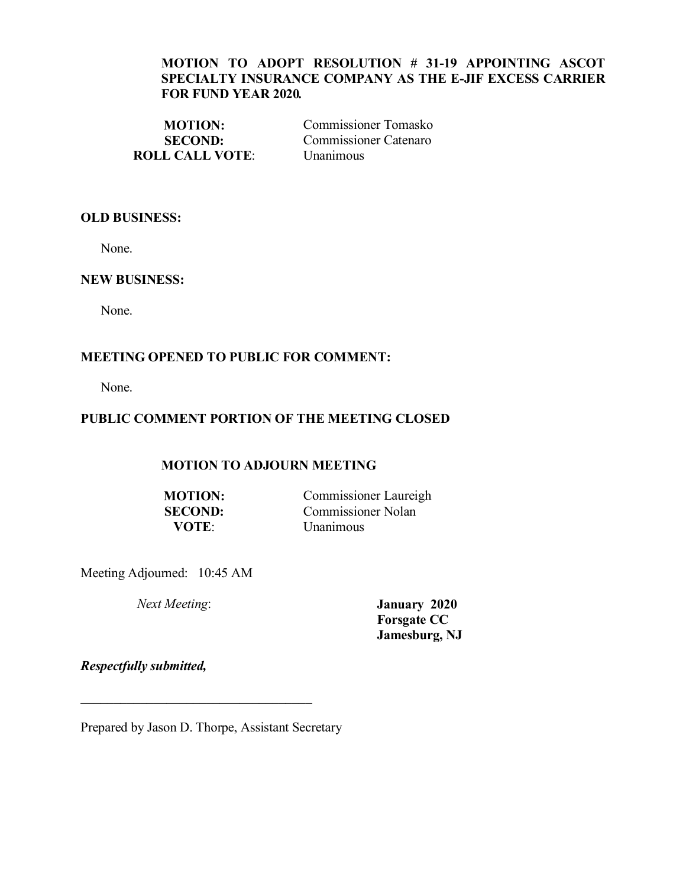**MOTION TO ADOPT RESOLUTION # 31-19 APPOINTING ASCOT SPECIALTY INSURANCE COMPANY AS THE E-JIF EXCESS CARRIER FOR FUND YEAR 2020.**

| | |
|---|---|
| **MOTION:** | Commissioner Tomasko |
| **SECOND:** | Commissioner Catenaro |
| **ROLL CALL VOTE**: | Unanimous |

**OLD BUSINESS:**

None.

**NEW BUSINESS:**

None.

**MEETING OPENED TO PUBLIC FOR COMMENT:**

None.

**PUBLIC COMMENT PORTION OF THE MEETING CLOSED**

**MOTION TO ADJOURN MEETING**

| | |
|---|---|
| **MOTION:** | Commissioner Laureigh |
| **SECOND:** | Commissioner Nolan |
| **VOTE**: | Unanimous |

Meeting Adjourned: 10:45 AM

*Next Meeting*: **January 2020**
**Forsgate CC**
**Jamesburg, NJ**

***Respectfully submitted,***

___________________________________

Prepared by Jason D. Thorpe, Assistant Secretary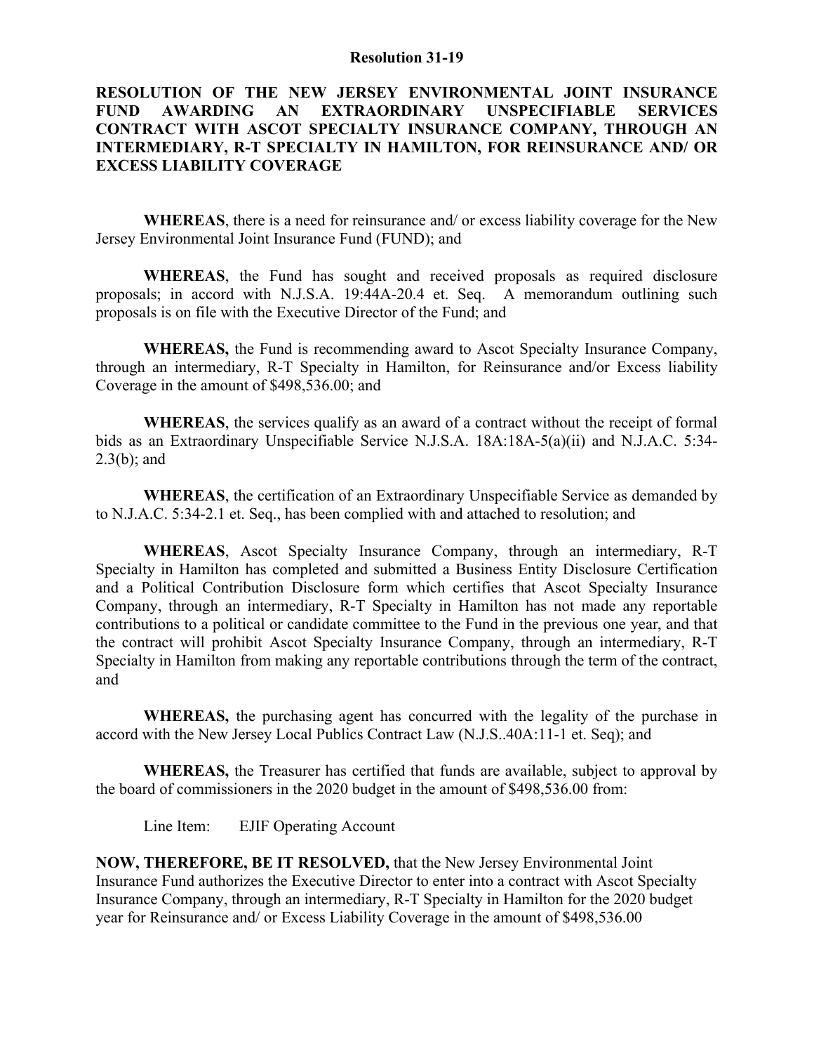**Resolution 31-19**

**RESOLUTION OF THE NEW JERSEY ENVIRONMENTAL JOINT INSURANCE FUND AWARDING AN EXTRAORDINARY UNSPECIFIABLE SERVICES CONTRACT WITH ASCOT SPECIALTY INSURANCE COMPANY, THROUGH AN INTERMEDIARY, R-T SPECIALTY IN HAMILTON, FOR REINSURANCE AND/ OR EXCESS LIABILITY COVERAGE**

**WHEREAS**, there is a need for reinsurance and/ or excess liability coverage for the New Jersey Environmental Joint Insurance Fund (FUND); and

**WHEREAS**, the Fund has sought and received proposals as required disclosure proposals; in accord with N.J.S.A. 19:44A-20.4 et. Seq. A memorandum outlining such proposals is on file with the Executive Director of the Fund; and

**WHEREAS,** the Fund is recommending award to Ascot Specialty Insurance Company, through an intermediary, R-T Specialty in Hamilton, for Reinsurance and/or Excess liability Coverage in the amount of $498,536.00; and

**WHEREAS**, the services qualify as an award of a contract without the receipt of formal bids as an Extraordinary Unspecifiable Service N.J.S.A. 18A:18A-5(a)(ii) and N.J.A.C. 5:34-2.3(b); and

**WHEREAS**, the certification of an Extraordinary Unspecifiable Service as demanded by to N.J.A.C. 5:34-2.1 et. Seq., has been complied with and attached to resolution; and

**WHEREAS**, Ascot Specialty Insurance Company, through an intermediary, R-T Specialty in Hamilton has completed and submitted a Business Entity Disclosure Certification and a Political Contribution Disclosure form which certifies that Ascot Specialty Insurance Company, through an intermediary, R-T Specialty in Hamilton has not made any reportable contributions to a political or candidate committee to the Fund in the previous one year, and that the contract will prohibit Ascot Specialty Insurance Company, through an intermediary, R-T Specialty in Hamilton from making any reportable contributions through the term of the contract, and

**WHEREAS,** the purchasing agent has concurred with the legality of the purchase in accord with the New Jersey Local Publics Contract Law (N.J.S..40A:11-1 et. Seq); and

**WHEREAS,** the Treasurer has certified that funds are available, subject to approval by the board of commissioners in the 2020 budget in the amount of $498,536.00 from:

Line Item: EJIF Operating Account

**NOW, THEREFORE, BE IT RESOLVED,** that the New Jersey Environmental Joint Insurance Fund authorizes the Executive Director to enter into a contract with Ascot Specialty Insurance Company, through an intermediary, R-T Specialty in Hamilton for the 2020 budget year for Reinsurance and/ or Excess Liability Coverage in the amount of $498,536.00